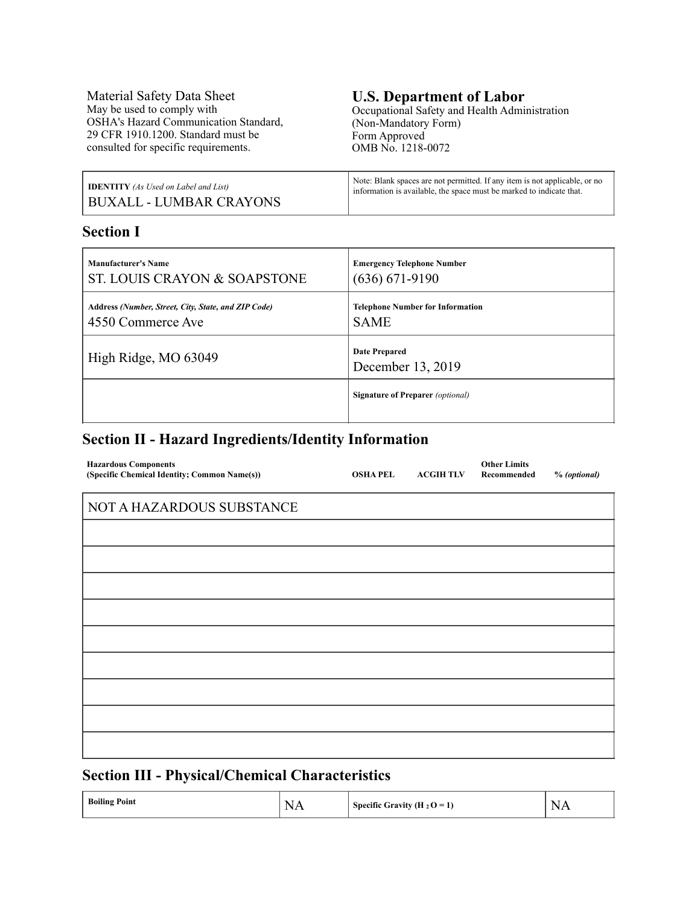Material Safety Data Sheet
May be used to comply with
OSHA's Hazard Communication Standard,
29 CFR 1910.1200. Standard must be
consulted for specific requirements.

**U.S. Department of Labor**
Occupational Safety and Health Administration
(Non-Mandatory Form)
Form Approved
OMB No. 1218-0072

| **IDENTITY** *(As Used on Label and List)* | Note: Blank spaces are not permitted. If any item is not applicable, or no information is available, the space must be marked to indicate that. |
|---|---|
| BUXALL - LUMBAR CRAYONS | |

## Section I

| | |
|---|---|
| **Manufacturer's Name**<br>ST. LOUIS CRAYON & SOAPSTONE | **Emergency Telephone Number**<br>(636) 671-9190 |
| **Address** *(Number, Street, City, State, and ZIP Code)*<br>4550 Commerce Ave | **Telephone Number for Information**<br>SAME |
| High Ridge, MO 63049 | **Date Prepared**<br>December 13, 2019 |
| | **Signature of Preparer** *(optional)* |

## Section II - Hazard Ingredients/Identity Information

| Hazardous Components (Specific Chemical Identity; Common Name(s)) | OSHA PEL | ACGIH TLV | Other Limits Recommended | % *(optional)* |
|---|---|---|---|---|
| NOT A HAZARDOUS SUBSTANCE | | | | |
| | | | | |
| | | | | |
| | | | | |
| | | | | |
| | | | | |
| | | | | |
| | | | | |
| | | | | |
| | | | | |

## Section III - Physical/Chemical Characteristics

| | | | |
|---|---|---|---|
| **Boiling Point** | NA | **Specific Gravity ($H_2O$ = 1)** | NA |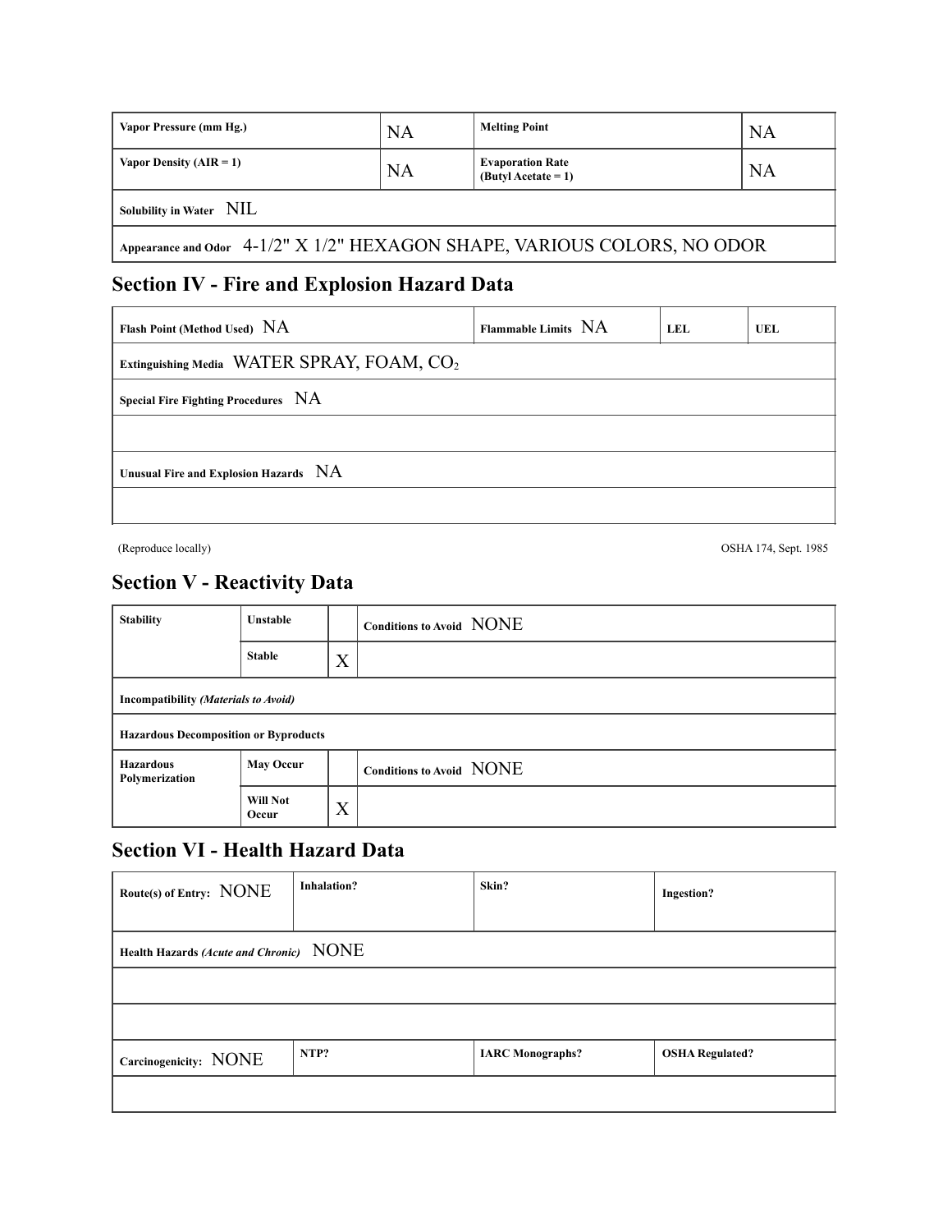| Vapor Pressure (mm Hg.) | NA | Melting Point | NA |
|---|---|---|---|
| Vapor Density (AIR = 1) | NA | Evaporation Rate (Butyl Acetate = 1) | NA |
| Solubility in Water NIL | | | |
| Appearance and Odor 4-1/2" X 1/2" HEXAGON SHAPE, VARIOUS COLORS, NO ODOR | | | |

## Section IV - Fire and Explosion Hazard Data

| Flash Point (Method Used) NA | Flammable Limits NA | LEL | UEL |
|---|---|---|---|
| Extinguishing Media WATER SPRAY, FOAM, $CO_2$ | | | |
| Special Fire Fighting Procedures NA | | | |
| | | | |
| Unusual Fire and Explosion Hazards NA | | | |
| | | | |

(Reproduce locally) OSHA 174, Sept. 1985

## Section V - Reactivity Data

| Stability | Unstable | | Conditions to Avoid NONE |
|---|---|---|---|
| | Stable | X | |
| Incompatibility *(Materials to Avoid)* | | | |
| Hazardous Decomposition or Byproducts | | | |
| Hazardous Polymerization | May Occur | | Conditions to Avoid NONE |
| | Will Not Occur | X | |

## Section VI - Health Hazard Data

| Route(s) of Entry: NONE | Inhalation? | Skin? | Ingestion? |
|---|---|---|---|
| Health Hazards *(Acute and Chronic)* NONE | | | |
| | | | |
| | | | |
| Carcinogenicity: NONE | NTP? | IARC Monographs? | OSHA Regulated? |
| | | | |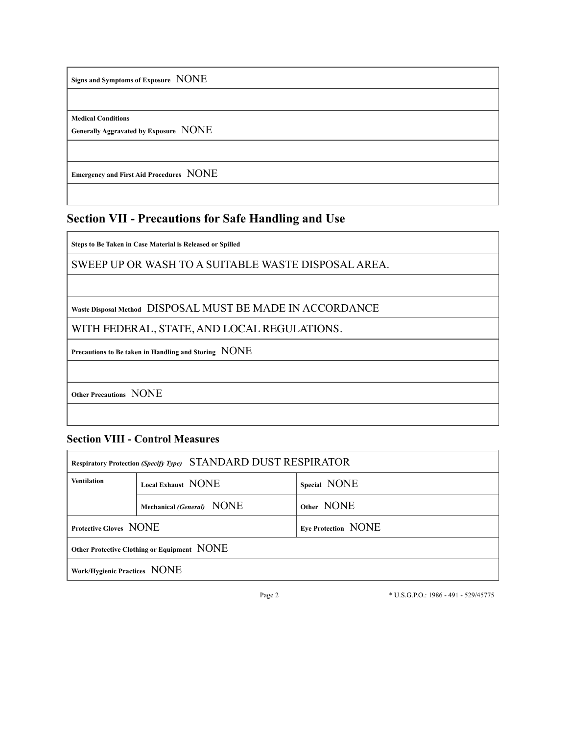| |
|---|
| **Signs and Symptoms of Exposure** NONE |
| |
| **Medical Conditions Generally Aggravated by Exposure** NONE |
| |
| **Emergency and First Aid Procedures** NONE |
| |

## Section VII - Precautions for Safe Handling and Use

| |
|---|
| **Steps to Be Taken in Case Material is Released or Spilled** |
| SWEEP UP OR WASH TO A SUITABLE WASTE DISPOSAL AREA. |
| |
| **Waste Disposal Method** DISPOSAL MUST BE MADE IN ACCORDANCE |
| WITH FEDERAL, STATE, AND LOCAL REGULATIONS. |
| **Precautions to Be taken in Handling and Storing** NONE |
| |
| **Other Precautions** NONE |
| |

## Section VIII - Control Measures

| | | |
|---|---|---|
| **Respiratory Protection** ***(Specify Type)*** STANDARD DUST RESPIRATOR | | |
| **Ventilation** | **Local Exhaust** NONE | **Special** NONE |
| | **Mechanical** ***(General)*** NONE | **Other** NONE |
| **Protective Gloves** NONE | | **Eye Protection** NONE |
| **Other Protective Clothing or Equipment** NONE | | |
| **Work/Hygienic Practices** NONE | | |

\* U.S.G.P.O.: 1986 - 491 - 529/45775